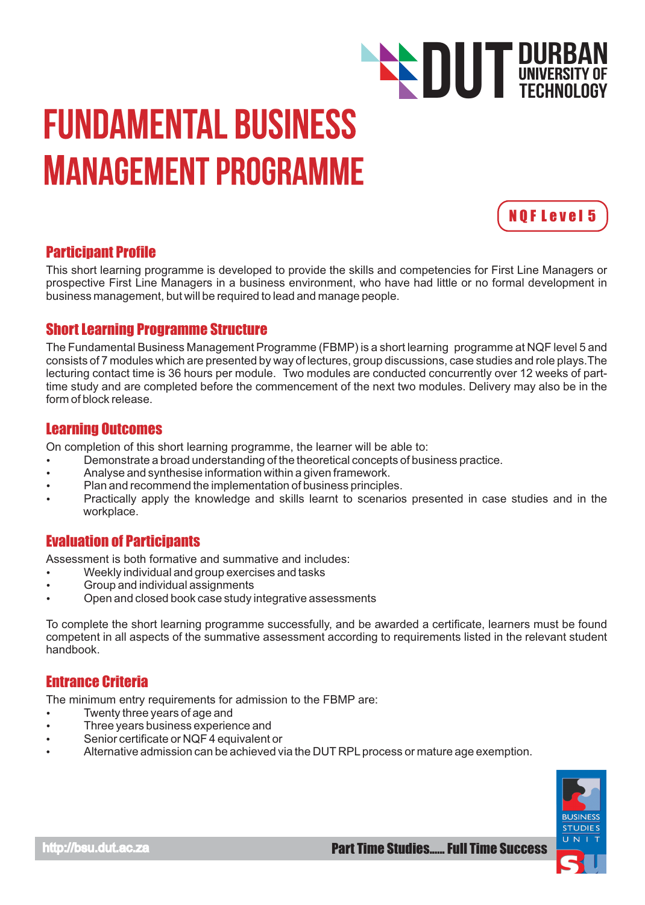# FUNDAMENTAL BUSINESS MANAGEMENT PROGRAMME

**NQF Level 5**

## Participant Profile

This short learning programme is developed to provide the skills and competencies for First Line Managers or prospective First Line Managers in a business environment, who have had little or no formal development in business management, but will be required to lead and manage people.

## Short Learning Programme Structure

The Fundamental Business Management Programme (FBMP) is a short learning programme at NQF level 5 and consists of 7 modules which are presented by way of lectures, group discussions, case studies and role plays. The lecturing contact time is 36 hours per module. Two modules are conducted concurrently over 12 weeks of part-time study and are completed before the commencement of the next two modules. Delivery may also be in the form of block release.

## Learning Outcomes

On completion of this short learning programme, the learner will be able to:

- Demonstrate a broad understanding of the theoretical concepts of business practice.
- Analyse and synthesise information within a given framework.
- Plan and recommend the implementation of business principles.
- Practically apply the knowledge and skills learnt to scenarios presented in case studies and in the workplace.

## Evaluation of Participants

Assessment is both formative and summative and includes:

- Weekly individual and group exercises and tasks
- Group and individual assignments
- Open and closed book case study integrative assessments

To complete the short learning programme successfully, and be awarded a certificate, learners must be found competent in all aspects of the summative assessment according to requirements listed in the relevant student handbook.

## Entrance Criteria

The minimum entry requirements for admission to the FBMP are:

- Twenty three years of age and
- Three years business experience and
- Senior certificate or NQF 4 equivalent or
- Alternative admission can be achieved via the DUT RPL process or mature age exemption.

http://bsu.dut.ac.za

Part Time Studies...... Full Time Success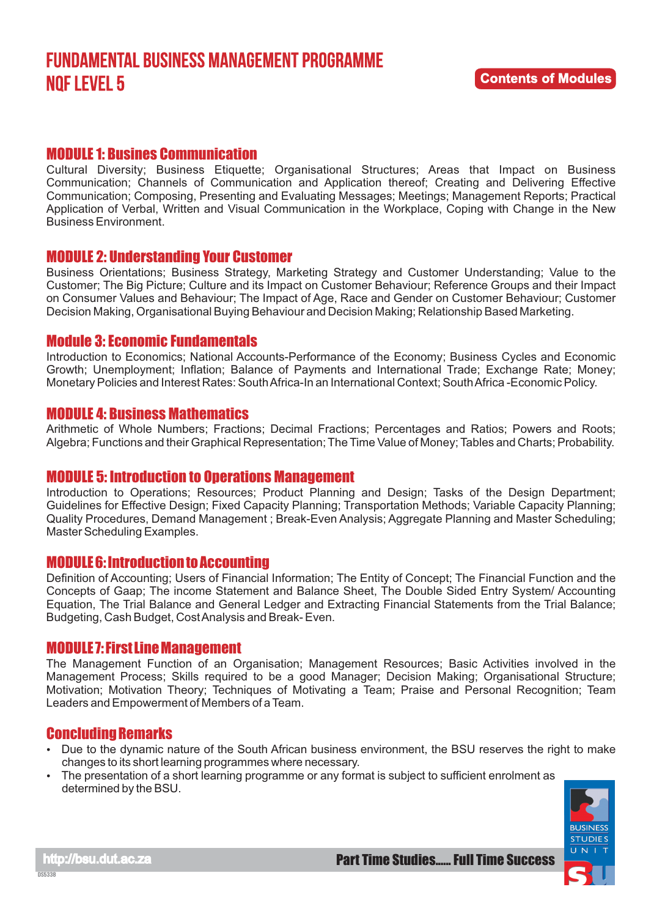# FUNDAMENTAL BUSINESS MANAGEMENT PROGRAMME
# NQF LEVEL 5

**Contents of Modules**

## MODULE 1: Busines Communication

Cultural Diversity; Business Etiquette; Organisational Structures; Areas that Impact on Business Communication; Channels of Communication and Application thereof; Creating and Delivering Effective Communication; Composing, Presenting and Evaluating Messages; Meetings; Management Reports; Practical Application of Verbal, Written and Visual Communication in the Workplace, Coping with Change in the New Business Environment.

## MODULE 2: Understanding Your Customer

Business Orientations; Business Strategy, Marketing Strategy and Customer Understanding; Value to the Customer; The Big Picture; Culture and its Impact on Customer Behaviour; Reference Groups and their Impact on Consumer Values and Behaviour; The Impact of Age, Race and Gender on Customer Behaviour; Customer Decision Making, Organisational Buying Behaviour and Decision Making; Relationship Based Marketing.

## Module 3: Economic Fundamentals

Introduction to Economics; National Accounts-Performance of the Economy; Business Cycles and Economic Growth; Unemployment; Inflation; Balance of Payments and International Trade; Exchange Rate; Money; Monetary Policies and Interest Rates: South Africa-In an International Context; South Africa -Economic Policy.

## MODULE 4: Business Mathematics

Arithmetic of Whole Numbers; Fractions; Decimal Fractions; Percentages and Ratios; Powers and Roots; Algebra; Functions and their Graphical Representation; The Time Value of Money; Tables and Charts; Probability.

## MODULE 5: Introduction to Operations Management

Introduction to Operations; Resources; Product Planning and Design; Tasks of the Design Department; Guidelines for Effective Design; Fixed Capacity Planning; Transportation Methods; Variable Capacity Planning; Quality Procedures, Demand Management ; Break-Even Analysis; Aggregate Planning and Master Scheduling; Master Scheduling Examples.

## MODULE 6: Introduction to Accounting

Definition of Accounting; Users of Financial Information; The Entity of Concept; The Financial Function and the Concepts of Gaap; The income Statement and Balance Sheet, The Double Sided Entry System/ Accounting Equation, The Trial Balance and General Ledger and Extracting Financial Statements from the Trial Balance; Budgeting, Cash Budget, Cost Analysis and Break- Even.

## MODULE 7: First Line Management

The Management Function of an Organisation; Management Resources; Basic Activities involved in the Management Process; Skills required to be a good Manager; Decision Making; Organisational Structure; Motivation; Motivation Theory; Techniques of Motivating a Team; Praise and Personal Recognition; Team Leaders and Empowerment of Members of a Team.

## Concluding Remarks

- Due to the dynamic nature of the South African business environment, the BSU reserves the right to make changes to its short learning programmes where necessary.
- The presentation of a short learning programme or any format is subject to sufficient enrolment as determined by the BSU.

BUSINESS STUDIES UNIT

http://bsu.dut.ac.za

Part Time Studies...... Full Time Success

DS5338